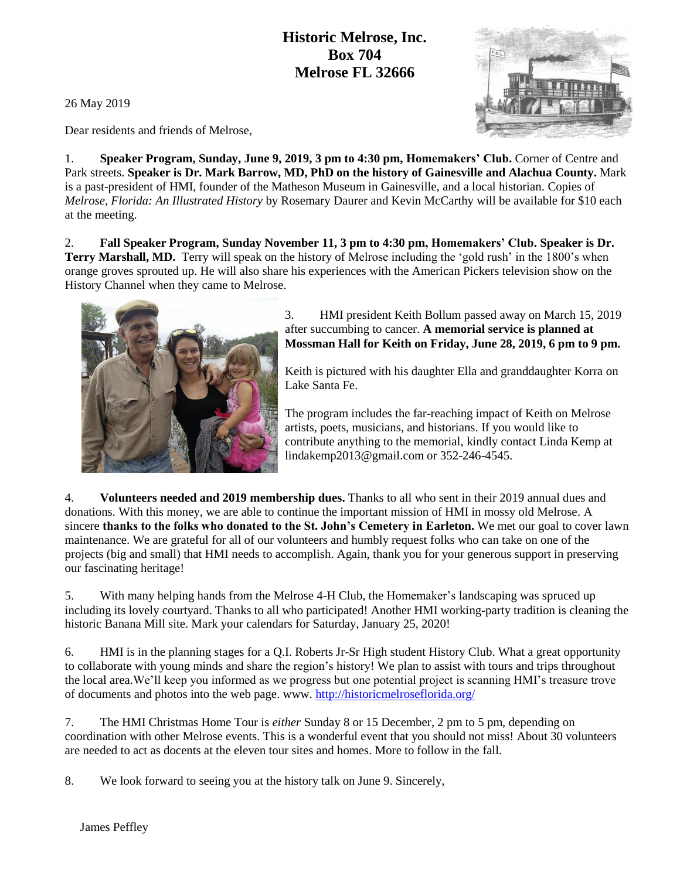**Historic Melrose, Inc.**
**Box 704**
**Melrose FL 32666**

26 May 2019

Dear residents and friends of Melrose,

1. **Speaker Program, Sunday, June 9, 2019, 3 pm to 4:30 pm, Homemakers' Club.** Corner of Centre and Park streets. **Speaker is Dr. Mark Barrow, MD, PhD on the history of Gainesville and Alachua County.** Mark is a past-president of HMI, founder of the Matheson Museum in Gainesville, and a local historian. Copies of *Melrose, Florida: An Illustrated History* by Rosemary Daurer and Kevin McCarthy will be available for $10 each at the meeting.

2. **Fall Speaker Program, Sunday November 11, 3 pm to 4:30 pm, Homemakers' Club. Speaker is Dr. Terry Marshall, MD.** Terry will speak on the history of Melrose including the 'gold rush' in the 1800's when orange groves sprouted up. He will also share his experiences with the American Pickers television show on the History Channel when they came to Melrose.

3. HMI president Keith Bollum passed away on March 15, 2019 after succumbing to cancer. **A memorial service is planned at Mossman Hall for Keith on Friday, June 28, 2019, 6 pm to 9 pm.**

Keith is pictured with his daughter Ella and granddaughter Korra on Lake Santa Fe.

The program includes the far-reaching impact of Keith on Melrose artists, poets, musicians, and historians. If you would like to contribute anything to the memorial, kindly contact Linda Kemp at lindakemp2013@gmail.com or 352-246-4545.

4. **Volunteers needed and 2019 membership dues.** Thanks to all who sent in their 2019 annual dues and donations. With this money, we are able to continue the important mission of HMI in mossy old Melrose. A sincere **thanks to the folks who donated to the St. John's Cemetery in Earleton.** We met our goal to cover lawn maintenance. We are grateful for all of our volunteers and humbly request folks who can take on one of the projects (big and small) that HMI needs to accomplish. Again, thank you for your generous support in preserving our fascinating heritage!

5. With many helping hands from the Melrose 4-H Club, the Homemaker's landscaping was spruced up including its lovely courtyard. Thanks to all who participated! Another HMI working-party tradition is cleaning the historic Banana Mill site. Mark your calendars for Saturday, January 25, 2020!

6. HMI is in the planning stages for a Q.I. Roberts Jr-Sr High student History Club. What a great opportunity to collaborate with young minds and share the region's history! We plan to assist with tours and trips throughout the local area.We'll keep you informed as we progress but one potential project is scanning HMI's treasure trove of documents and photos into the web page. www. http://historicmelroseflorida.org/

7. The HMI Christmas Home Tour is *either* Sunday 8 or 15 December, 2 pm to 5 pm, depending on coordination with other Melrose events. This is a wonderful event that you should not miss! About 30 volunteers are needed to act as docents at the eleven tour sites and homes. More to follow in the fall.

8. We look forward to seeing you at the history talk on June 9. Sincerely,

James Peffley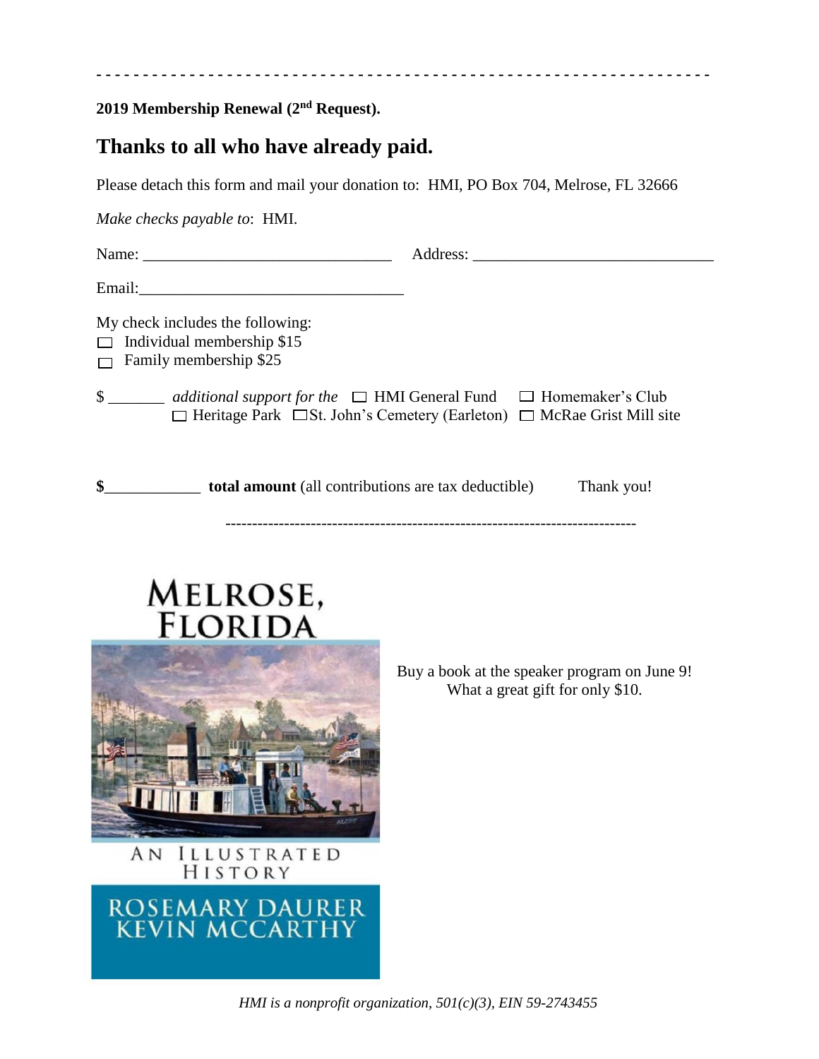**2019 Membership Renewal (2nd Request).**

## Thanks to all who have already paid.

Please detach this form and mail your donation to: HMI, PO Box 704, Melrose, FL 32666

*Make checks payable to*: HMI.

Name: _______________________________ Address: ______________________________

Email:_________________________________

My check includes the following:

- ☐ Individual membership $15
- ☐ Family membership $25

$ _______ *additional support for the* ☐ HMI General Fund ☐ Homemaker's Club ☐ Heritage Park ☐ St. John's Cemetery (Earleton) ☐ McRae Grist Mill site

**$**____________ **total amount** (all contributions are tax deductible) Thank you!

MELROSE, FLORIDA

AN ILLUSTRATED HISTORY

ROSEMARY DAURER
KEVIN MCCARTHY

Buy a book at the speaker program on June 9! What a great gift for only $10.

*HMI is a nonprofit organization, 501(c)(3), EIN 59-2743455*